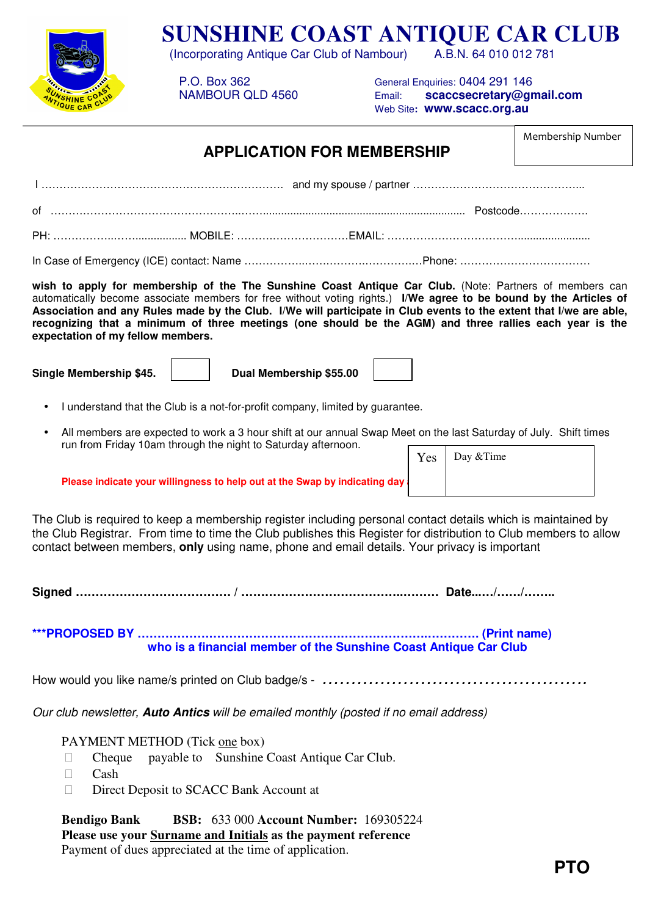# SUNSHINE COAST ANTIQUE CAR CLUB

(Incorporating Antique Car Club of Nambour)     A.B.N. 64 010 012 781

P.O. Box 362
NAMBOUR QLD 4560

General Enquiries: 0404 291 146
Email: **scaccsecretary@gmail.com**
Web Site: **www.scacc.org.au**

Membership Number

## APPLICATION FOR MEMBERSHIP

I ………………………………………………………… and my spouse / partner ………………………………………..

of ……………………………………………………………………………………………… Postcode………………

PH: ………………………… MOBILE: …………………………EMAIL: ……………………………………………

In Case of Emergency (ICE) contact: Name ………………………………………………Phone: ………………………………

**wish to apply for membership of the The Sunshine Coast Antique Car Club.** (Note: Partners of members can automatically become associate members for free without voting rights.) **I/We agree to be bound by the Articles of Association and any Rules made by the Club. I/We will participate in Club events to the extent that I/we are able, recognizing that a minimum of three meetings (one should be the AGM) and three rallies each year is the expectation of my fellow members.**

**Single Membership $45.** ☐     **Dual Membership $55.00** ☐

- I understand that the Club is a not-for-profit company, limited by guarantee.
- All members are expected to work a 3 hour shift at our annual Swap Meet on the last Saturday of July. Shift times run from Friday 10am through the night to Saturday afternoon.

**Please indicate your willingness to help out at the Swap by indicating day**

| Yes | Day &Time |
|---|---|
| | |

The Club is required to keep a membership register including personal contact details which is maintained by the Club Registrar. From time to time the Club publishes this Register for distribution to Club members to allow contact between members, **only** using name, phone and email details. Your privacy is important

**Signed ………………………………… / ………………………………………… Date……/……/……..**

**\*\*\*PROPOSED BY ………………………………………………………………………… (Print name)**
**who is a financial member of the Sunshine Coast Antique Car Club**

How would you like name/s printed on Club badge/s - ………………………………………………

*Our club newsletter, **Auto Antics** will be emailed monthly (posted if no email address)*

PAYMENT METHOD (Tick one box)

☐ Cheque payable to Sunshine Coast Antique Car Club.
☐ Cash
☐ Direct Deposit to SCACC Bank Account at

**Bendigo Bank** **BSB:** 633 000 **Account Number:** 169305224
**Please use your Surname and Initials as the payment reference**
Payment of dues appreciated at the time of application.

**PTO**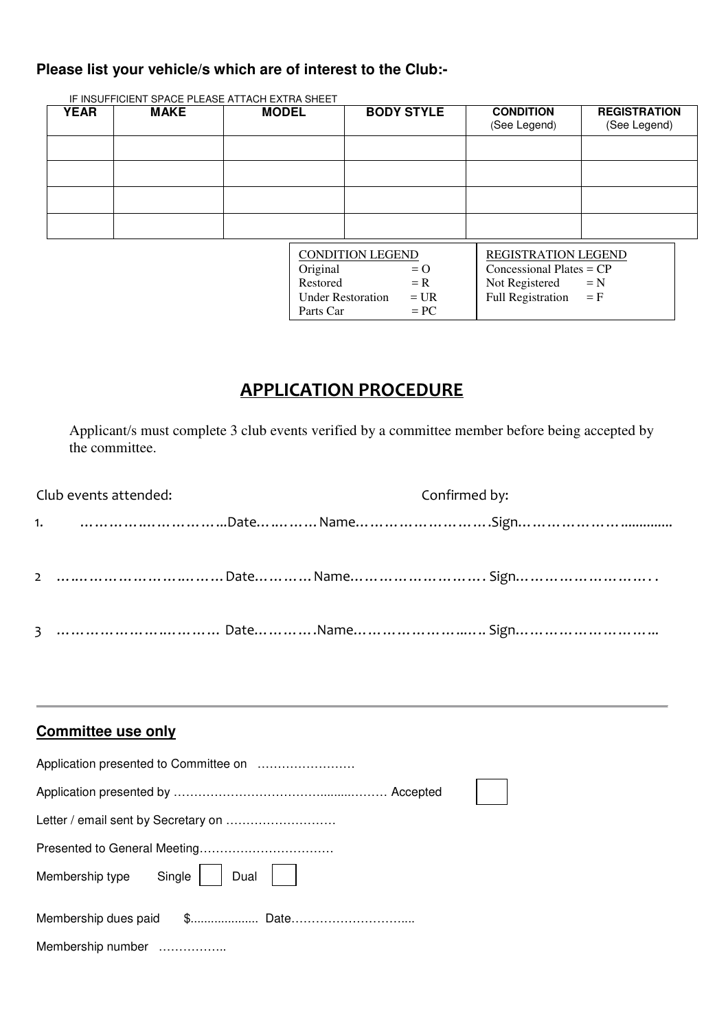**Please list your vehicle/s which are of interest to the Club:-**

IF INSUFFICIENT SPACE PLEASE ATTACH EXTRA SHEET

| YEAR | MAKE | MODEL | BODY STYLE | CONDITION (See Legend) | REGISTRATION (See Legend) |
|---|---|---|---|---|---|
| | | | | | |
| | | | | | |
| | | | | | |
| | | | | | |

| CONDITION LEGEND | | REGISTRATION LEGEND | |
|---|---|---|---|
| Original | = O | Concessional Plates | = CP |
| Restored | = R | Not Registered | = N |
| Under Restoration | = UR | Full Registration | = F |
| Parts Car | = PC | | |

## APPLICATION PROCEDURE

Applicant/s must complete 3 club events verified by a committee member before being accepted by the committee.

Club events attended: Confirmed by:

1. ……………..…………...Date……..……Name……………………….Sign…………………….............

2 ……..…………………..……Date…………Name………………………. Sign……………………….

3 ………………………..……… Date………….Name……………………..…. Sign………………………..

---

**Committee use only**

Application presented to Committee on ……………………

Application presented by ……………………………........……… Accepted ☐

Letter / email sent by Secretary on ………………………

Presented to General Meeting……………………………

Membership type Single ☐ Dual ☐

Membership dues paid $................... Date……………………….....

Membership number ……………..